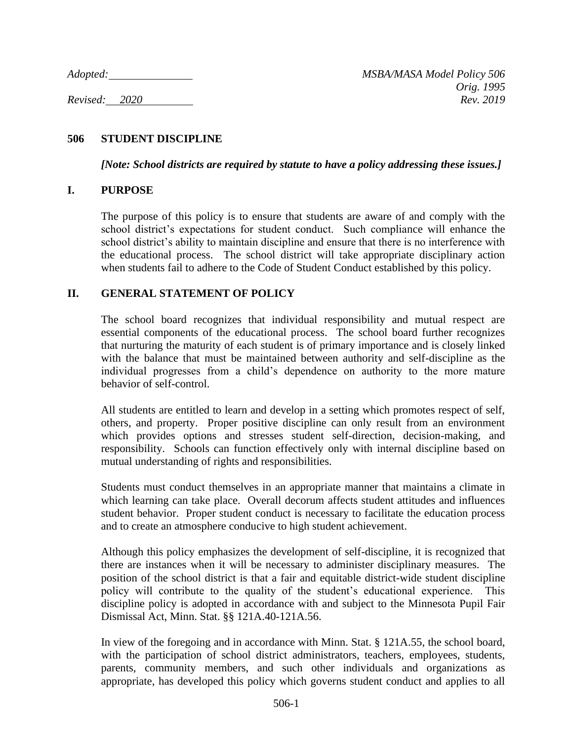*Adopted:* \_\_\_\_\_\_\_\_\_\_\_\_\_\_\_ *MSBA/MASA Model Policy 506*
*Orig. 1995*
*Revised:* *2020* *Rev. 2019*

# 506 STUDENT DISCIPLINE

***[Note: School districts are required by statute to have a policy addressing these issues.]***

## I. PURPOSE

The purpose of this policy is to ensure that students are aware of and comply with the school district's expectations for student conduct. Such compliance will enhance the school district's ability to maintain discipline and ensure that there is no interference with the educational process. The school district will take appropriate disciplinary action when students fail to adhere to the Code of Student Conduct established by this policy.

## II. GENERAL STATEMENT OF POLICY

The school board recognizes that individual responsibility and mutual respect are essential components of the educational process. The school board further recognizes that nurturing the maturity of each student is of primary importance and is closely linked with the balance that must be maintained between authority and self-discipline as the individual progresses from a child's dependence on authority to the more mature behavior of self-control.

All students are entitled to learn and develop in a setting which promotes respect of self, others, and property. Proper positive discipline can only result from an environment which provides options and stresses student self-direction, decision-making, and responsibility. Schools can function effectively only with internal discipline based on mutual understanding of rights and responsibilities.

Students must conduct themselves in an appropriate manner that maintains a climate in which learning can take place. Overall decorum affects student attitudes and influences student behavior. Proper student conduct is necessary to facilitate the education process and to create an atmosphere conducive to high student achievement.

Although this policy emphasizes the development of self-discipline, it is recognized that there are instances when it will be necessary to administer disciplinary measures. The position of the school district is that a fair and equitable district-wide student discipline policy will contribute to the quality of the student's educational experience. This discipline policy is adopted in accordance with and subject to the Minnesota Pupil Fair Dismissal Act, Minn. Stat. §§ 121A.40-121A.56.

In view of the foregoing and in accordance with Minn. Stat. § 121A.55, the school board, with the participation of school district administrators, teachers, employees, students, parents, community members, and such other individuals and organizations as appropriate, has developed this policy which governs student conduct and applies to all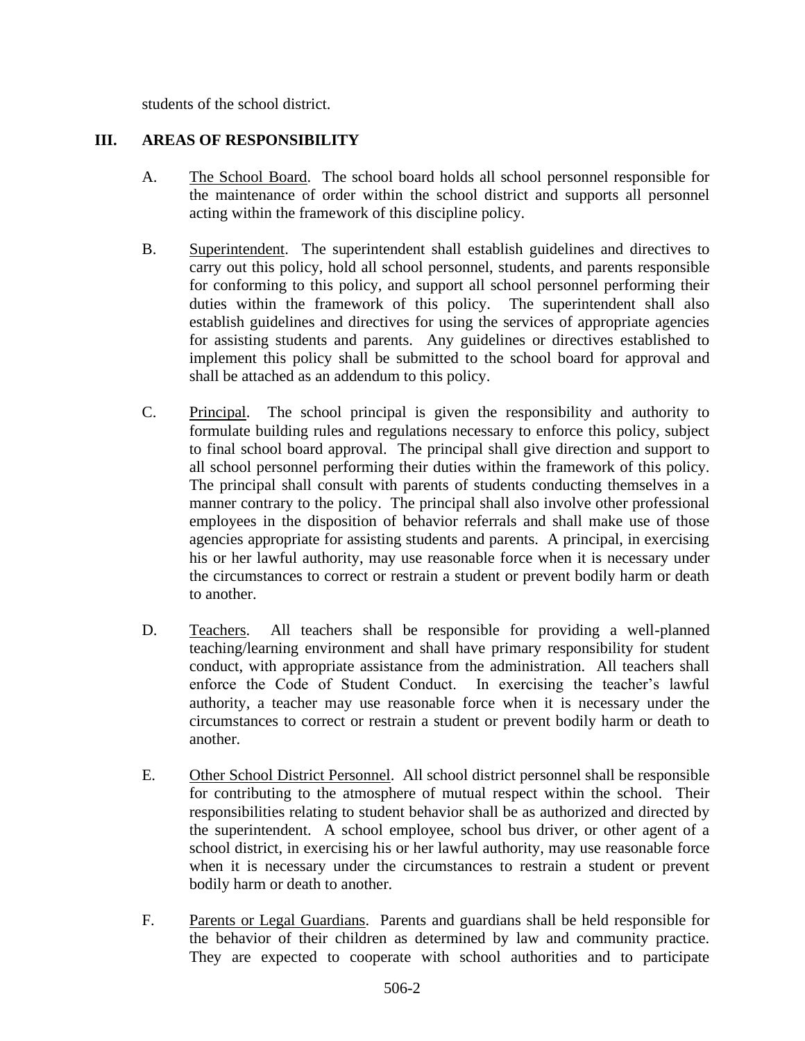students of the school district.

## III. AREAS OF RESPONSIBILITY

A. The School Board. The school board holds all school personnel responsible for the maintenance of order within the school district and supports all personnel acting within the framework of this discipline policy.

B. Superintendent. The superintendent shall establish guidelines and directives to carry out this policy, hold all school personnel, students, and parents responsible for conforming to this policy, and support all school personnel performing their duties within the framework of this policy. The superintendent shall also establish guidelines and directives for using the services of appropriate agencies for assisting students and parents. Any guidelines or directives established to implement this policy shall be submitted to the school board for approval and shall be attached as an addendum to this policy.

C. Principal. The school principal is given the responsibility and authority to formulate building rules and regulations necessary to enforce this policy, subject to final school board approval. The principal shall give direction and support to all school personnel performing their duties within the framework of this policy. The principal shall consult with parents of students conducting themselves in a manner contrary to the policy. The principal shall also involve other professional employees in the disposition of behavior referrals and shall make use of those agencies appropriate for assisting students and parents. A principal, in exercising his or her lawful authority, may use reasonable force when it is necessary under the circumstances to correct or restrain a student or prevent bodily harm or death to another.

D. Teachers. All teachers shall be responsible for providing a well-planned teaching/learning environment and shall have primary responsibility for student conduct, with appropriate assistance from the administration. All teachers shall enforce the Code of Student Conduct. In exercising the teacher's lawful authority, a teacher may use reasonable force when it is necessary under the circumstances to correct or restrain a student or prevent bodily harm or death to another.

E. Other School District Personnel. All school district personnel shall be responsible for contributing to the atmosphere of mutual respect within the school. Their responsibilities relating to student behavior shall be as authorized and directed by the superintendent. A school employee, school bus driver, or other agent of a school district, in exercising his or her lawful authority, may use reasonable force when it is necessary under the circumstances to restrain a student or prevent bodily harm or death to another.

F. Parents or Legal Guardians. Parents and guardians shall be held responsible for the behavior of their children as determined by law and community practice. They are expected to cooperate with school authorities and to participate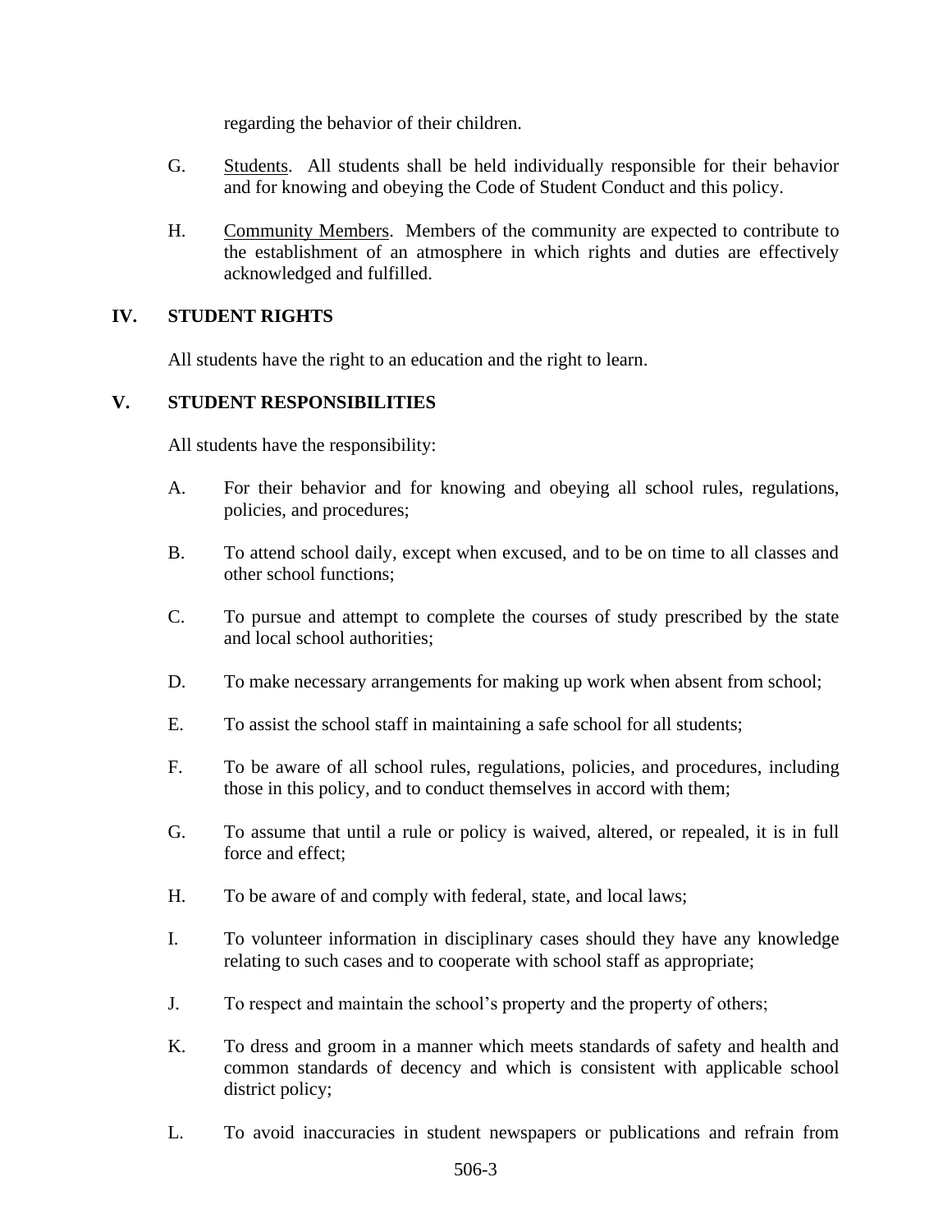regarding the behavior of their children.

G. Students. All students shall be held individually responsible for their behavior and for knowing and obeying the Code of Student Conduct and this policy.

H. Community Members. Members of the community are expected to contribute to the establishment of an atmosphere in which rights and duties are effectively acknowledged and fulfilled.

## IV. STUDENT RIGHTS

All students have the right to an education and the right to learn.

## V. STUDENT RESPONSIBILITIES

All students have the responsibility:

A. For their behavior and for knowing and obeying all school rules, regulations, policies, and procedures;

B. To attend school daily, except when excused, and to be on time to all classes and other school functions;

C. To pursue and attempt to complete the courses of study prescribed by the state and local school authorities;

D. To make necessary arrangements for making up work when absent from school;

E. To assist the school staff in maintaining a safe school for all students;

F. To be aware of all school rules, regulations, policies, and procedures, including those in this policy, and to conduct themselves in accord with them;

G. To assume that until a rule or policy is waived, altered, or repealed, it is in full force and effect;

H. To be aware of and comply with federal, state, and local laws;

I. To volunteer information in disciplinary cases should they have any knowledge relating to such cases and to cooperate with school staff as appropriate;

J. To respect and maintain the school's property and the property of others;

K. To dress and groom in a manner which meets standards of safety and health and common standards of decency and which is consistent with applicable school district policy;

L. To avoid inaccuracies in student newspapers or publications and refrain from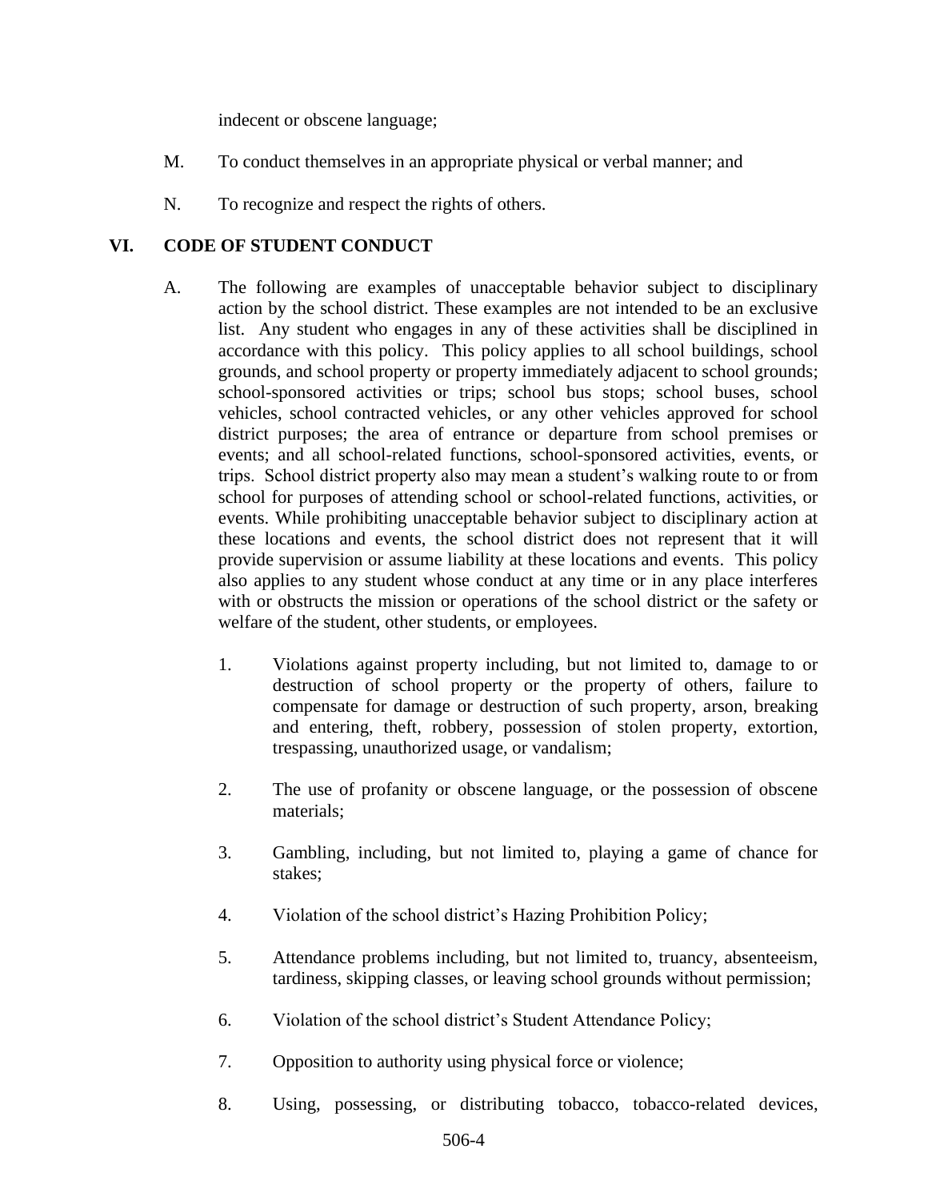indecent or obscene language;

M. To conduct themselves in an appropriate physical or verbal manner; and

N. To recognize and respect the rights of others.

## VI. CODE OF STUDENT CONDUCT

A. The following are examples of unacceptable behavior subject to disciplinary action by the school district. These examples are not intended to be an exclusive list. Any student who engages in any of these activities shall be disciplined in accordance with this policy. This policy applies to all school buildings, school grounds, and school property or property immediately adjacent to school grounds; school-sponsored activities or trips; school bus stops; school buses, school vehicles, school contracted vehicles, or any other vehicles approved for school district purposes; the area of entrance or departure from school premises or events; and all school-related functions, school-sponsored activities, events, or trips. School district property also may mean a student's walking route to or from school for purposes of attending school or school-related functions, activities, or events. While prohibiting unacceptable behavior subject to disciplinary action at these locations and events, the school district does not represent that it will provide supervision or assume liability at these locations and events. This policy also applies to any student whose conduct at any time or in any place interferes with or obstructs the mission or operations of the school district or the safety or welfare of the student, other students, or employees.

1. Violations against property including, but not limited to, damage to or destruction of school property or the property of others, failure to compensate for damage or destruction of such property, arson, breaking and entering, theft, robbery, possession of stolen property, extortion, trespassing, unauthorized usage, or vandalism;

2. The use of profanity or obscene language, or the possession of obscene materials;

3. Gambling, including, but not limited to, playing a game of chance for stakes;

4. Violation of the school district's Hazing Prohibition Policy;

5. Attendance problems including, but not limited to, truancy, absenteeism, tardiness, skipping classes, or leaving school grounds without permission;

6. Violation of the school district's Student Attendance Policy;

7. Opposition to authority using physical force or violence;

8. Using, possessing, or distributing tobacco, tobacco-related devices,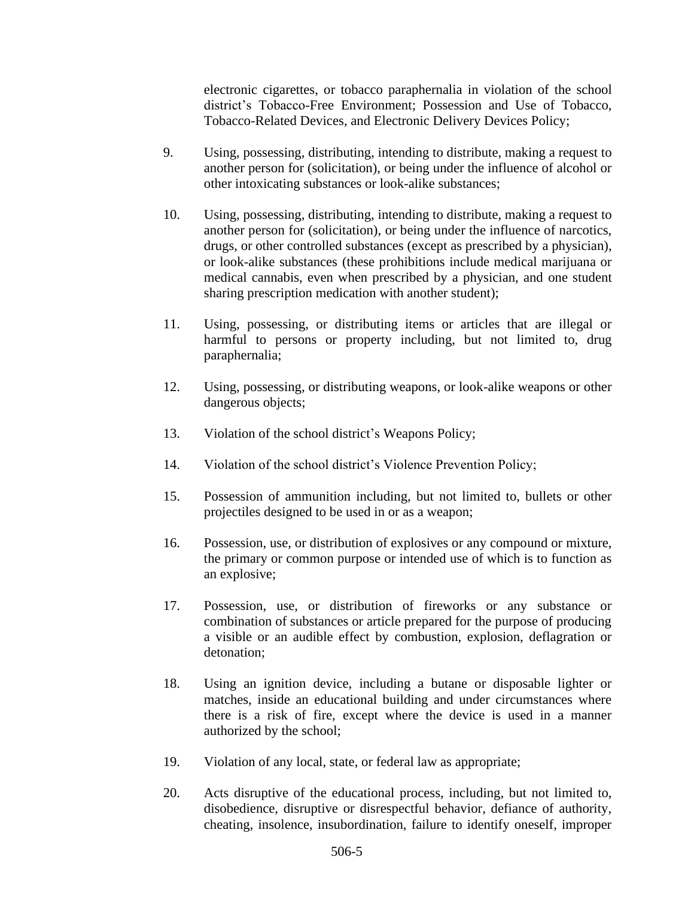electronic cigarettes, or tobacco paraphernalia in violation of the school district's Tobacco-Free Environment; Possession and Use of Tobacco, Tobacco-Related Devices, and Electronic Delivery Devices Policy;

9. Using, possessing, distributing, intending to distribute, making a request to another person for (solicitation), or being under the influence of alcohol or other intoxicating substances or look-alike substances;

10. Using, possessing, distributing, intending to distribute, making a request to another person for (solicitation), or being under the influence of narcotics, drugs, or other controlled substances (except as prescribed by a physician), or look-alike substances (these prohibitions include medical marijuana or medical cannabis, even when prescribed by a physician, and one student sharing prescription medication with another student);

11. Using, possessing, or distributing items or articles that are illegal or harmful to persons or property including, but not limited to, drug paraphernalia;

12. Using, possessing, or distributing weapons, or look-alike weapons or other dangerous objects;

13. Violation of the school district's Weapons Policy;

14. Violation of the school district's Violence Prevention Policy;

15. Possession of ammunition including, but not limited to, bullets or other projectiles designed to be used in or as a weapon;

16. Possession, use, or distribution of explosives or any compound or mixture, the primary or common purpose or intended use of which is to function as an explosive;

17. Possession, use, or distribution of fireworks or any substance or combination of substances or article prepared for the purpose of producing a visible or an audible effect by combustion, explosion, deflagration or detonation;

18. Using an ignition device, including a butane or disposable lighter or matches, inside an educational building and under circumstances where there is a risk of fire, except where the device is used in a manner authorized by the school;

19. Violation of any local, state, or federal law as appropriate;

20. Acts disruptive of the educational process, including, but not limited to, disobedience, disruptive or disrespectful behavior, defiance of authority, cheating, insolence, insubordination, failure to identify oneself, improper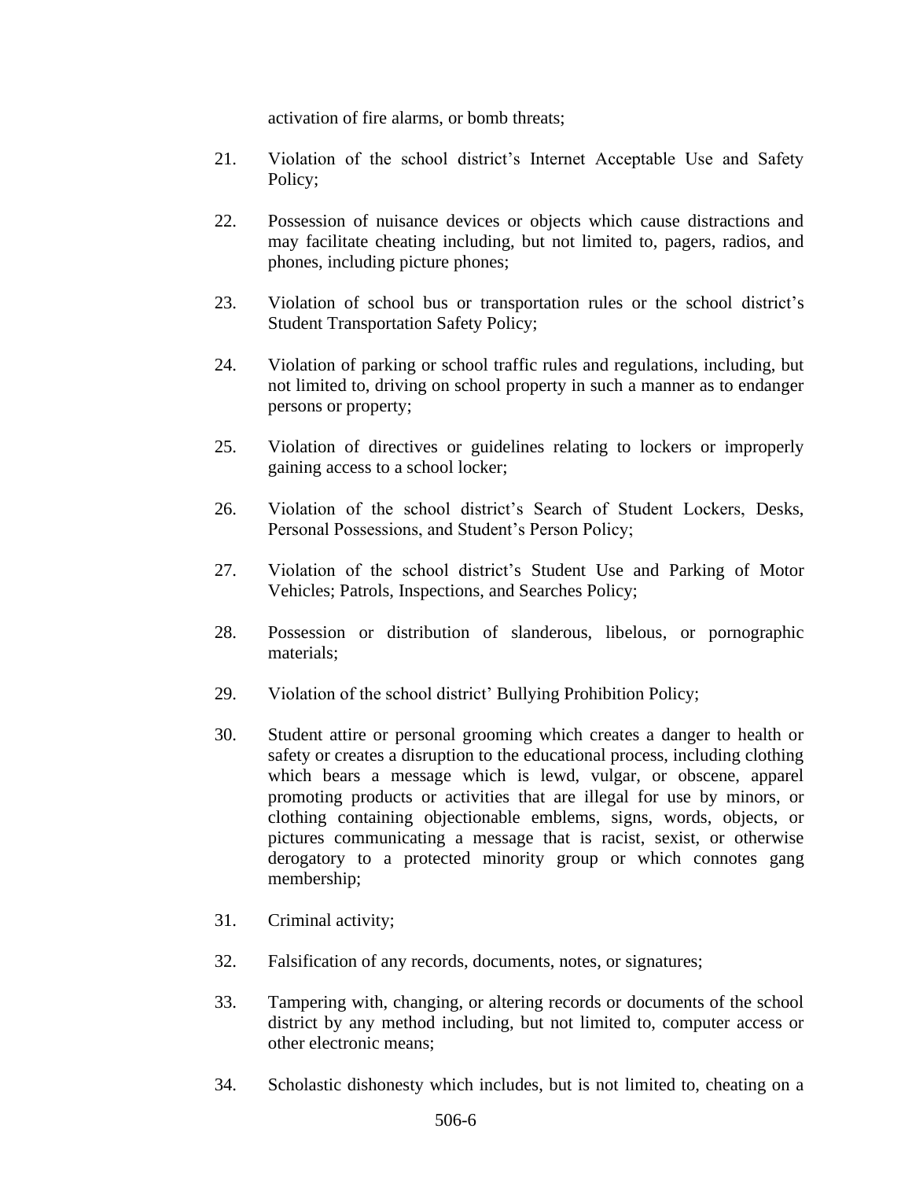activation of fire alarms, or bomb threats;

21. Violation of the school district's Internet Acceptable Use and Safety Policy;

22. Possession of nuisance devices or objects which cause distractions and may facilitate cheating including, but not limited to, pagers, radios, and phones, including picture phones;

23. Violation of school bus or transportation rules or the school district's Student Transportation Safety Policy;

24. Violation of parking or school traffic rules and regulations, including, but not limited to, driving on school property in such a manner as to endanger persons or property;

25. Violation of directives or guidelines relating to lockers or improperly gaining access to a school locker;

26. Violation of the school district's Search of Student Lockers, Desks, Personal Possessions, and Student's Person Policy;

27. Violation of the school district's Student Use and Parking of Motor Vehicles; Patrols, Inspections, and Searches Policy;

28. Possession or distribution of slanderous, libelous, or pornographic materials;

29. Violation of the school district' Bullying Prohibition Policy;

30. Student attire or personal grooming which creates a danger to health or safety or creates a disruption to the educational process, including clothing which bears a message which is lewd, vulgar, or obscene, apparel promoting products or activities that are illegal for use by minors, or clothing containing objectionable emblems, signs, words, objects, or pictures communicating a message that is racist, sexist, or otherwise derogatory to a protected minority group or which connotes gang membership;

31. Criminal activity;

32. Falsification of any records, documents, notes, or signatures;

33. Tampering with, changing, or altering records or documents of the school district by any method including, but not limited to, computer access or other electronic means;

34. Scholastic dishonesty which includes, but is not limited to, cheating on a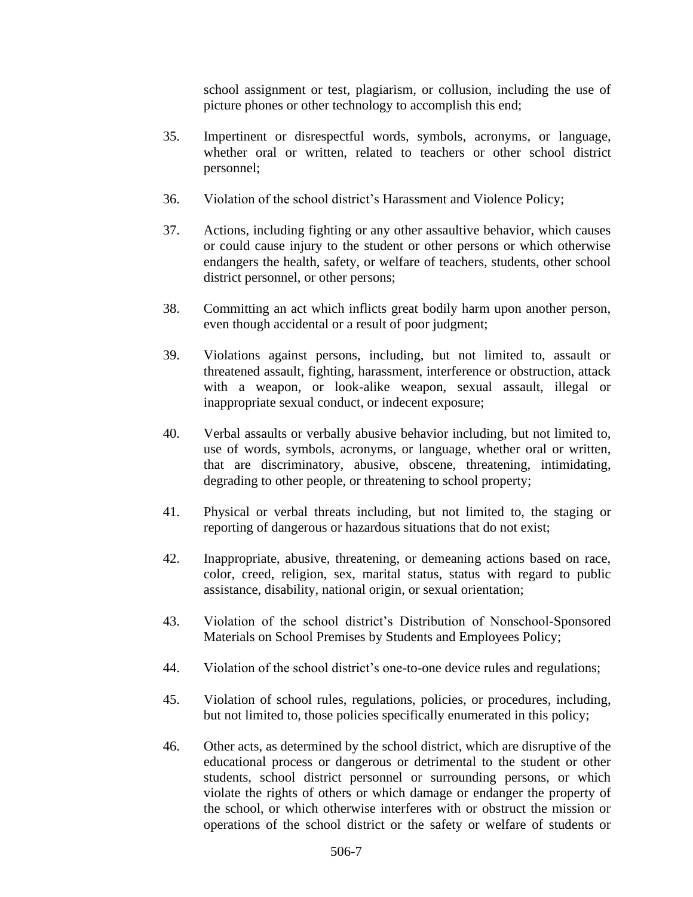school assignment or test, plagiarism, or collusion, including the use of picture phones or other technology to accomplish this end;

35. Impertinent or disrespectful words, symbols, acronyms, or language, whether oral or written, related to teachers or other school district personnel;

36. Violation of the school district's Harassment and Violence Policy;

37. Actions, including fighting or any other assaultive behavior, which causes or could cause injury to the student or other persons or which otherwise endangers the health, safety, or welfare of teachers, students, other school district personnel, or other persons;

38. Committing an act which inflicts great bodily harm upon another person, even though accidental or a result of poor judgment;

39. Violations against persons, including, but not limited to, assault or threatened assault, fighting, harassment, interference or obstruction, attack with a weapon, or look-alike weapon, sexual assault, illegal or inappropriate sexual conduct, or indecent exposure;

40. Verbal assaults or verbally abusive behavior including, but not limited to, use of words, symbols, acronyms, or language, whether oral or written, that are discriminatory, abusive, obscene, threatening, intimidating, degrading to other people, or threatening to school property;

41. Physical or verbal threats including, but not limited to, the staging or reporting of dangerous or hazardous situations that do not exist;

42. Inappropriate, abusive, threatening, or demeaning actions based on race, color, creed, religion, sex, marital status, status with regard to public assistance, disability, national origin, or sexual orientation;

43. Violation of the school district's Distribution of Nonschool-Sponsored Materials on School Premises by Students and Employees Policy;

44. Violation of the school district's one-to-one device rules and regulations;

45. Violation of school rules, regulations, policies, or procedures, including, but not limited to, those policies specifically enumerated in this policy;

46. Other acts, as determined by the school district, which are disruptive of the educational process or dangerous or detrimental to the student or other students, school district personnel or surrounding persons, or which violate the rights of others or which damage or endanger the property of the school, or which otherwise interferes with or obstruct the mission or operations of the school district or the safety or welfare of students or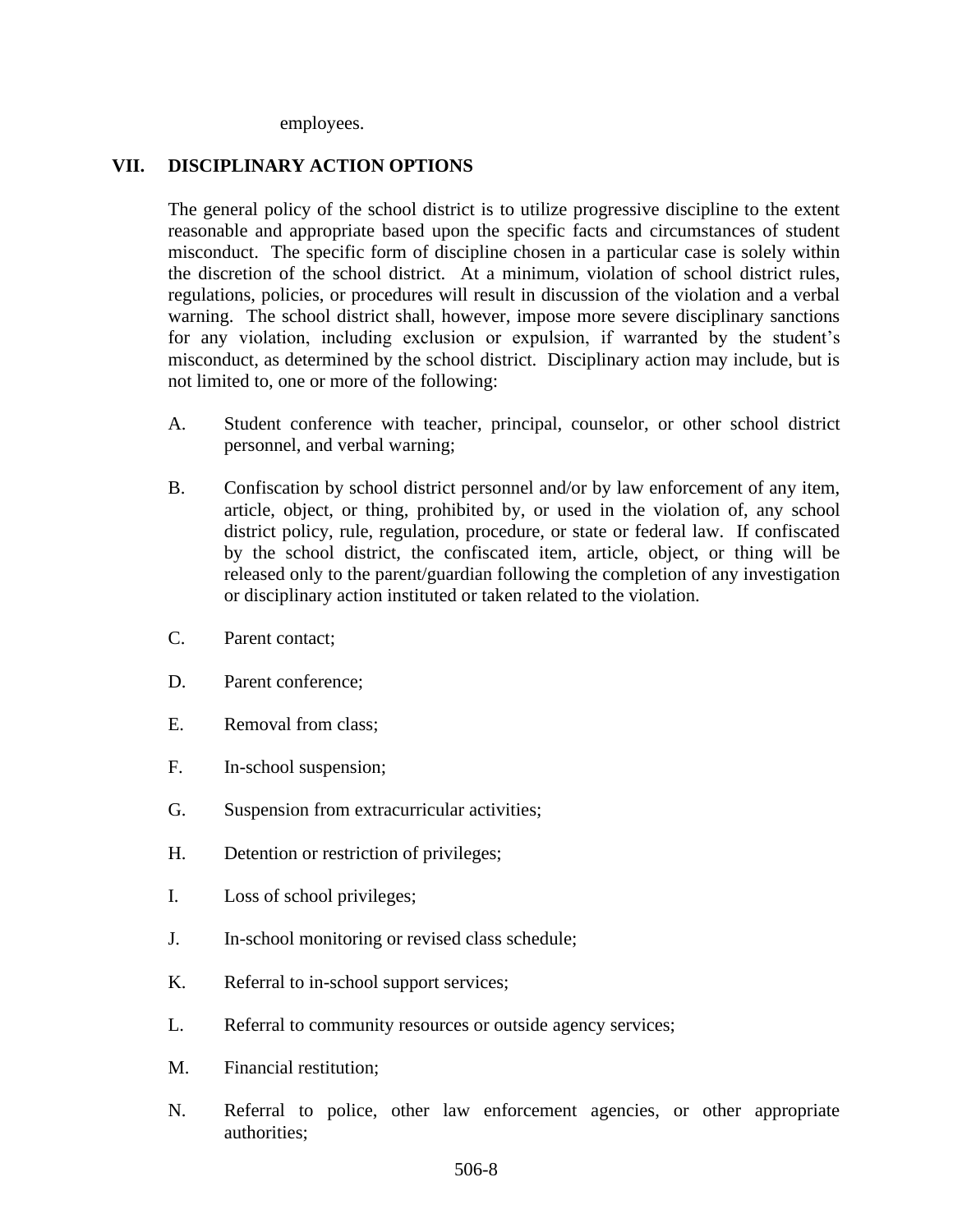employees.

## VII. DISCIPLINARY ACTION OPTIONS

The general policy of the school district is to utilize progressive discipline to the extent reasonable and appropriate based upon the specific facts and circumstances of student misconduct. The specific form of discipline chosen in a particular case is solely within the discretion of the school district. At a minimum, violation of school district rules, regulations, policies, or procedures will result in discussion of the violation and a verbal warning. The school district shall, however, impose more severe disciplinary sanctions for any violation, including exclusion or expulsion, if warranted by the student's misconduct, as determined by the school district. Disciplinary action may include, but is not limited to, one or more of the following:

A. Student conference with teacher, principal, counselor, or other school district personnel, and verbal warning;

B. Confiscation by school district personnel and/or by law enforcement of any item, article, object, or thing, prohibited by, or used in the violation of, any school district policy, rule, regulation, procedure, or state or federal law. If confiscated by the school district, the confiscated item, article, object, or thing will be released only to the parent/guardian following the completion of any investigation or disciplinary action instituted or taken related to the violation.

C. Parent contact;

D. Parent conference;

E. Removal from class;

F. In-school suspension;

G. Suspension from extracurricular activities;

H. Detention or restriction of privileges;

I. Loss of school privileges;

J. In-school monitoring or revised class schedule;

K. Referral to in-school support services;

L. Referral to community resources or outside agency services;

M. Financial restitution;

N. Referral to police, other law enforcement agencies, or other appropriate authorities;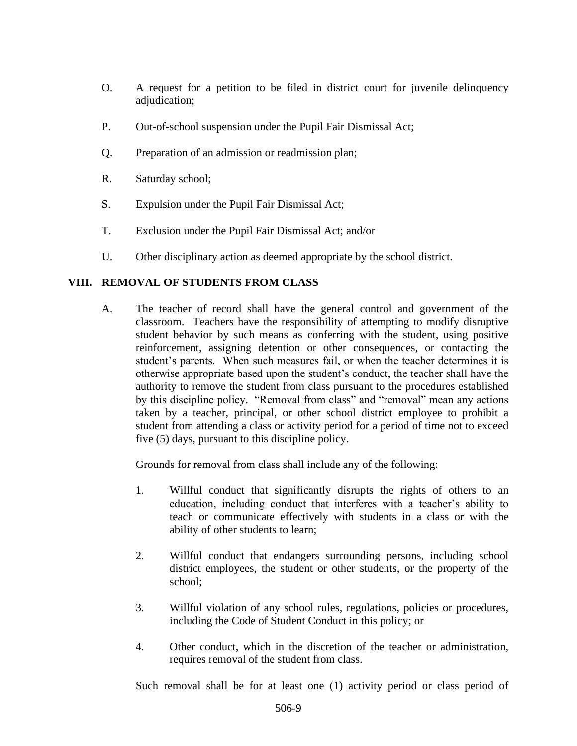O. A request for a petition to be filed in district court for juvenile delinquency adjudication;

P. Out-of-school suspension under the Pupil Fair Dismissal Act;

Q. Preparation of an admission or readmission plan;

R. Saturday school;

S. Expulsion under the Pupil Fair Dismissal Act;

T. Exclusion under the Pupil Fair Dismissal Act; and/or

U. Other disciplinary action as deemed appropriate by the school district.

## VIII. REMOVAL OF STUDENTS FROM CLASS

A. The teacher of record shall have the general control and government of the classroom. Teachers have the responsibility of attempting to modify disruptive student behavior by such means as conferring with the student, using positive reinforcement, assigning detention or other consequences, or contacting the student's parents. When such measures fail, or when the teacher determines it is otherwise appropriate based upon the student's conduct, the teacher shall have the authority to remove the student from class pursuant to the procedures established by this discipline policy. "Removal from class" and "removal" mean any actions taken by a teacher, principal, or other school district employee to prohibit a student from attending a class or activity period for a period of time not to exceed five (5) days, pursuant to this discipline policy.

   Grounds for removal from class shall include any of the following:

   1. Willful conduct that significantly disrupts the rights of others to an education, including conduct that interferes with a teacher's ability to teach or communicate effectively with students in a class or with the ability of other students to learn;

   2. Willful conduct that endangers surrounding persons, including school district employees, the student or other students, or the property of the school;

   3. Willful violation of any school rules, regulations, policies or procedures, including the Code of Student Conduct in this policy; or

   4. Other conduct, which in the discretion of the teacher or administration, requires removal of the student from class.

   Such removal shall be for at least one (1) activity period or class period of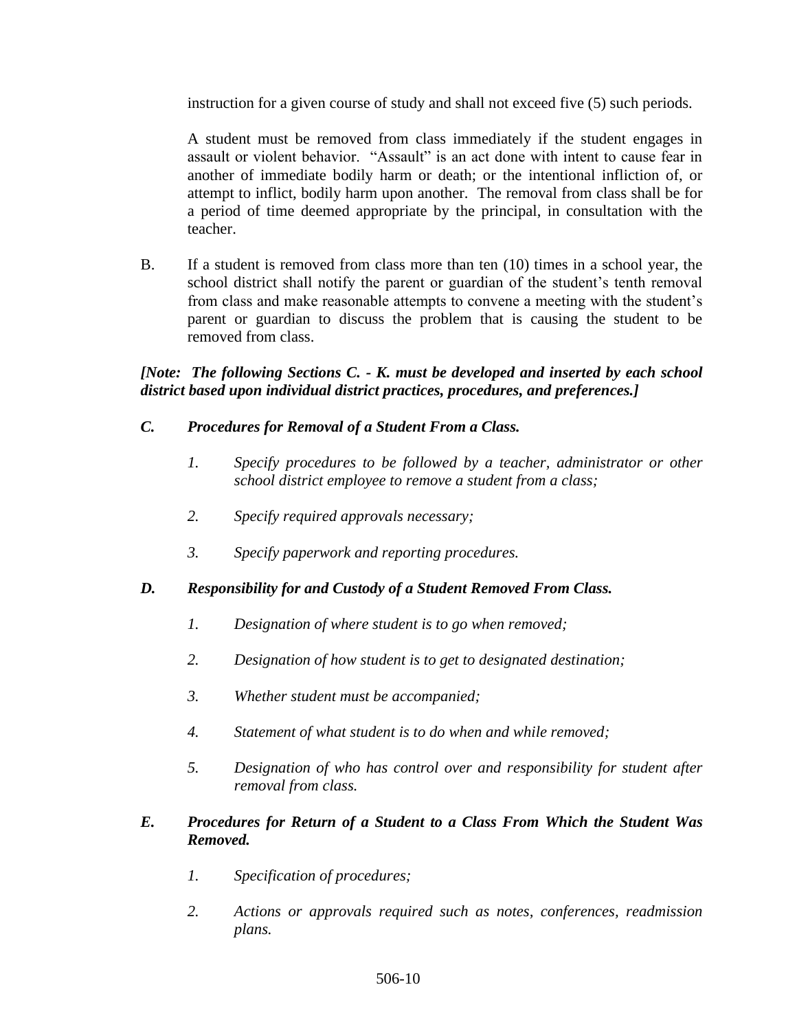instruction for a given course of study and shall not exceed five (5) such periods.

A student must be removed from class immediately if the student engages in assault or violent behavior. "Assault" is an act done with intent to cause fear in another of immediate bodily harm or death; or the intentional infliction of, or attempt to inflict, bodily harm upon another. The removal from class shall be for a period of time deemed appropriate by the principal, in consultation with the teacher.

B. If a student is removed from class more than ten (10) times in a school year, the school district shall notify the parent or guardian of the student's tenth removal from class and make reasonable attempts to convene a meeting with the student's parent or guardian to discuss the problem that is causing the student to be removed from class.

***[Note: The following Sections C. - K. must be developed and inserted by each school district based upon individual district practices, procedures, and preferences.]***

***C. Procedures for Removal of a Student From a Class.***

*1. Specify procedures to be followed by a teacher, administrator or other school district employee to remove a student from a class;*

*2. Specify required approvals necessary;*

*3. Specify paperwork and reporting procedures.*

***D. Responsibility for and Custody of a Student Removed From Class.***

*1. Designation of where student is to go when removed;*

*2. Designation of how student is to get to designated destination;*

*3. Whether student must be accompanied;*

*4. Statement of what student is to do when and while removed;*

*5. Designation of who has control over and responsibility for student after removal from class.*

***E. Procedures for Return of a Student to a Class From Which the Student Was Removed.***

*1. Specification of procedures;*

*2. Actions or approvals required such as notes, conferences, readmission plans.*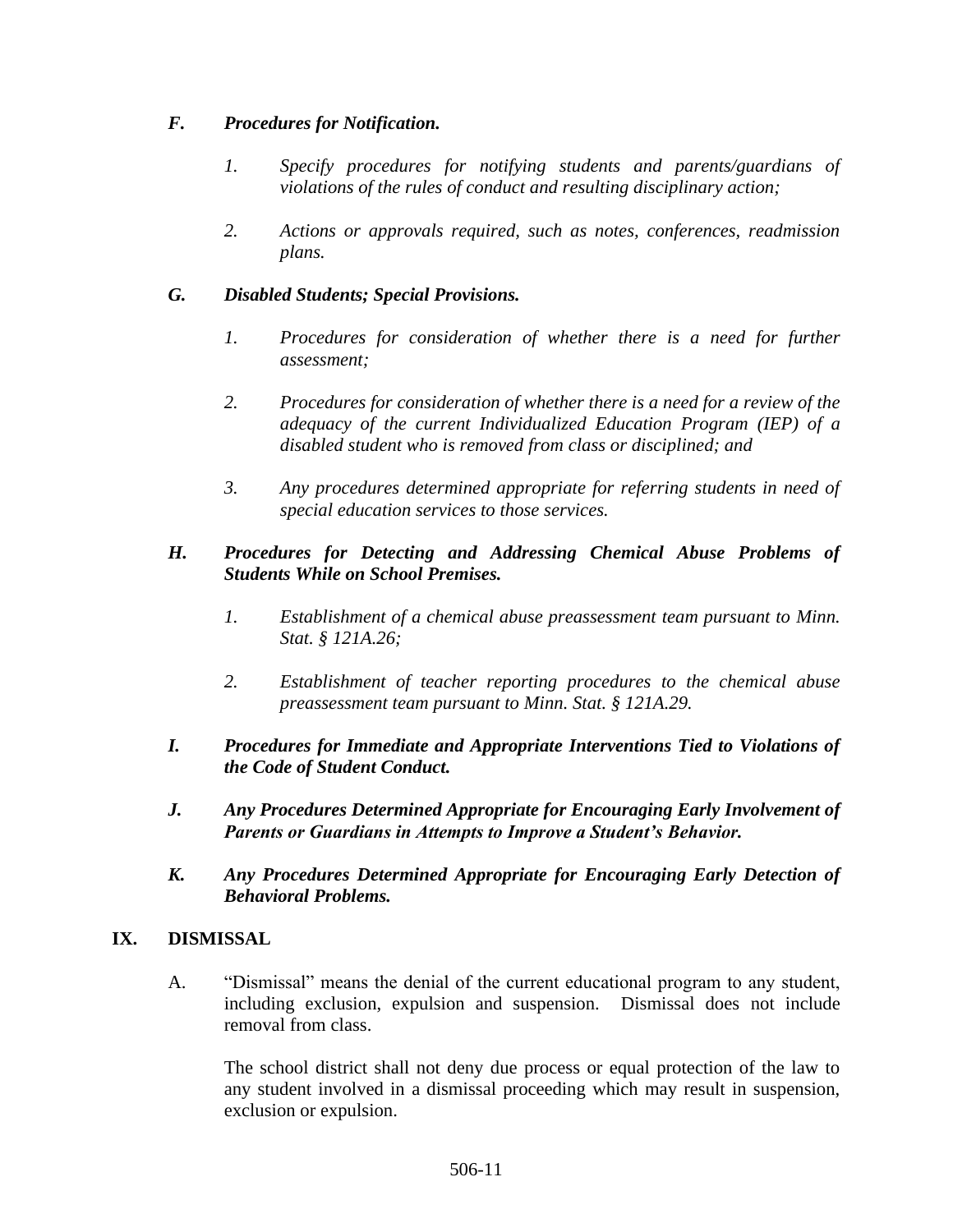*F. Procedures for Notification.*

1. *Specify procedures for notifying students and parents/guardians of violations of the rules of conduct and resulting disciplinary action;*

2. *Actions or approvals required, such as notes, conferences, readmission plans.*

*G. Disabled Students; Special Provisions.*

1. *Procedures for consideration of whether there is a need for further assessment;*

2. *Procedures for consideration of whether there is a need for a review of the adequacy of the current Individualized Education Program (IEP) of a disabled student who is removed from class or disciplined; and*

3. *Any procedures determined appropriate for referring students in need of special education services to those services.*

*H. Procedures for Detecting and Addressing Chemical Abuse Problems of Students While on School Premises.*

1. *Establishment of a chemical abuse preassessment team pursuant to Minn. Stat. § 121A.26;*

2. *Establishment of teacher reporting procedures to the chemical abuse preassessment team pursuant to Minn. Stat. § 121A.29.*

*I. Procedures for Immediate and Appropriate Interventions Tied to Violations of the Code of Student Conduct.*

*J. Any Procedures Determined Appropriate for Encouraging Early Involvement of Parents or Guardians in Attempts to Improve a Student's Behavior.*

*K. Any Procedures Determined Appropriate for Encouraging Early Detection of Behavioral Problems.*

## IX. DISMISSAL

A. "Dismissal" means the denial of the current educational program to any student, including exclusion, expulsion and suspension. Dismissal does not include removal from class.

The school district shall not deny due process or equal protection of the law to any student involved in a dismissal proceeding which may result in suspension, exclusion or expulsion.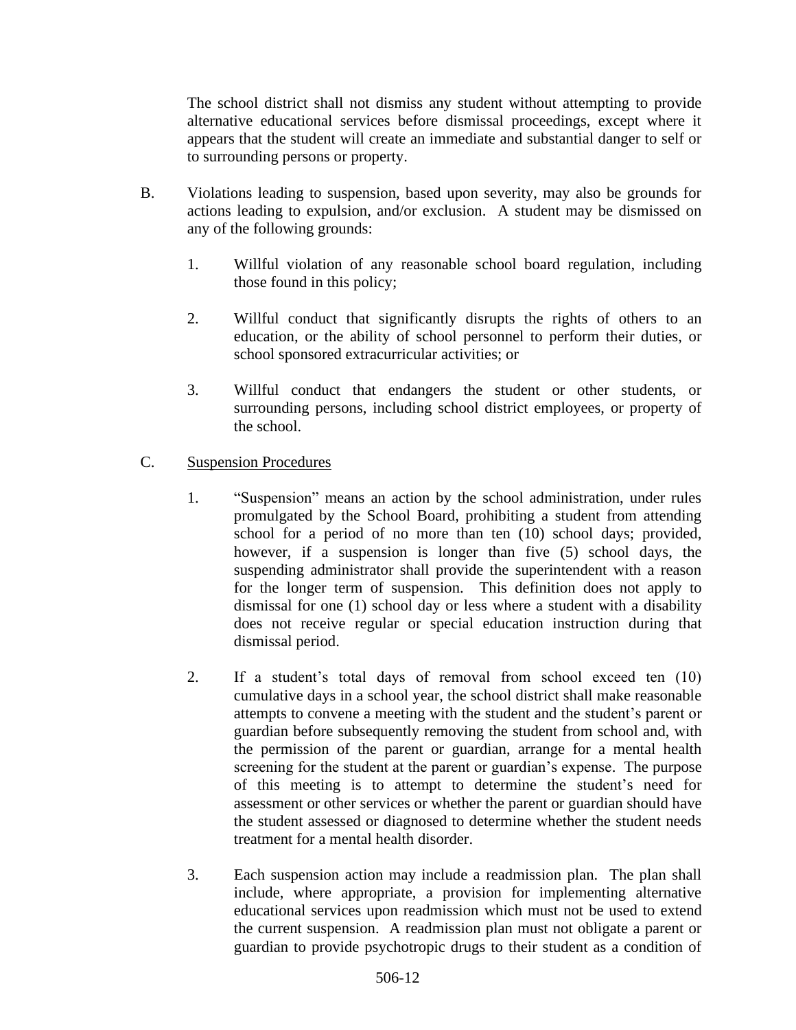The school district shall not dismiss any student without attempting to provide alternative educational services before dismissal proceedings, except where it appears that the student will create an immediate and substantial danger to self or to surrounding persons or property.

B. Violations leading to suspension, based upon severity, may also be grounds for actions leading to expulsion, and/or exclusion. A student may be dismissed on any of the following grounds:

   1. Willful violation of any reasonable school board regulation, including those found in this policy;

   2. Willful conduct that significantly disrupts the rights of others to an education, or the ability of school personnel to perform their duties, or school sponsored extracurricular activities; or

   3. Willful conduct that endangers the student or other students, or surrounding persons, including school district employees, or property of the school.

C. Suspension Procedures

   1. "Suspension" means an action by the school administration, under rules promulgated by the School Board, prohibiting a student from attending school for a period of no more than ten (10) school days; provided, however, if a suspension is longer than five (5) school days, the suspending administrator shall provide the superintendent with a reason for the longer term of suspension. This definition does not apply to dismissal for one (1) school day or less where a student with a disability does not receive regular or special education instruction during that dismissal period.

   2. If a student's total days of removal from school exceed ten (10) cumulative days in a school year, the school district shall make reasonable attempts to convene a meeting with the student and the student's parent or guardian before subsequently removing the student from school and, with the permission of the parent or guardian, arrange for a mental health screening for the student at the parent or guardian's expense. The purpose of this meeting is to attempt to determine the student's need for assessment or other services or whether the parent or guardian should have the student assessed or diagnosed to determine whether the student needs treatment for a mental health disorder.

   3. Each suspension action may include a readmission plan. The plan shall include, where appropriate, a provision for implementing alternative educational services upon readmission which must not be used to extend the current suspension. A readmission plan must not obligate a parent or guardian to provide psychotropic drugs to their student as a condition of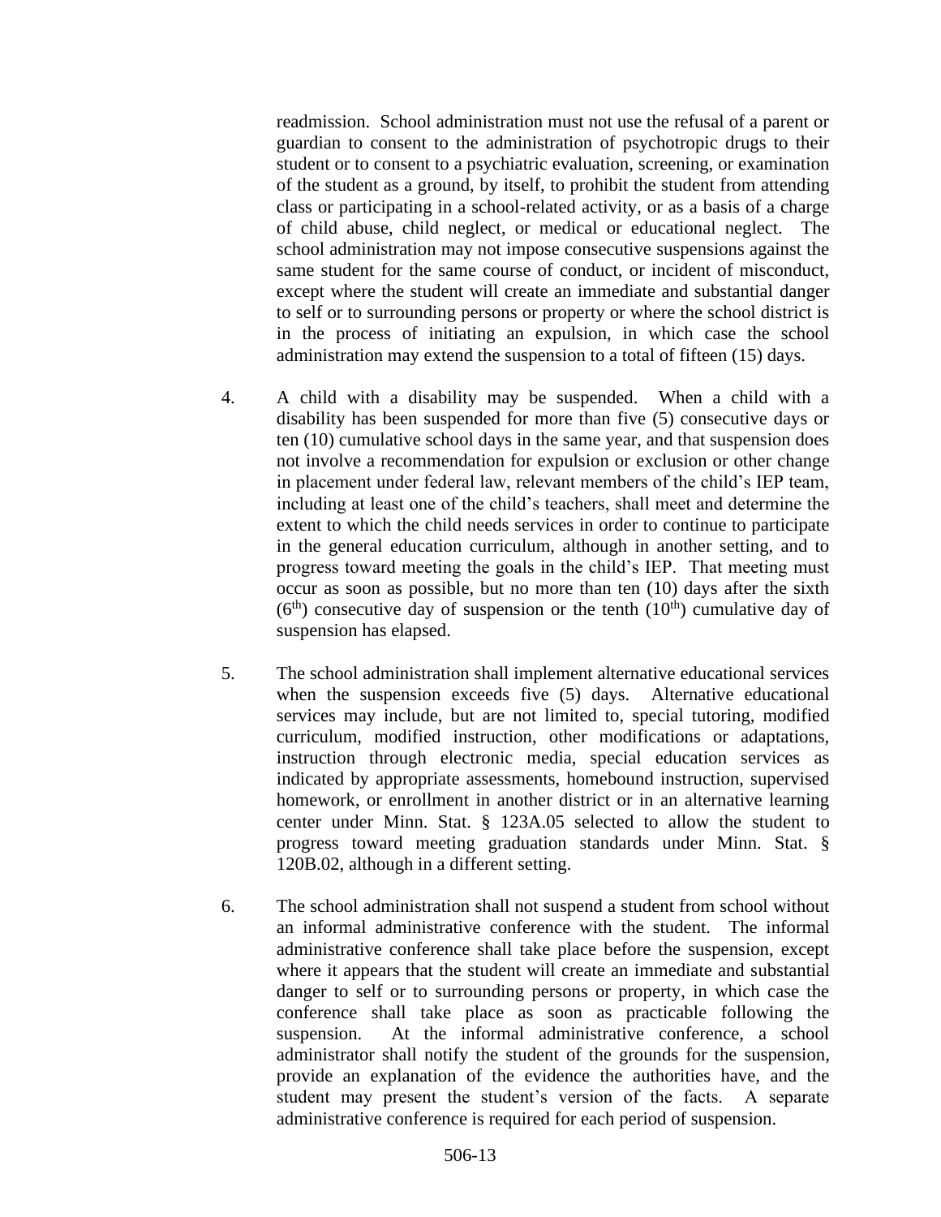readmission. School administration must not use the refusal of a parent or guardian to consent to the administration of psychotropic drugs to their student or to consent to a psychiatric evaluation, screening, or examination of the student as a ground, by itself, to prohibit the student from attending class or participating in a school-related activity, or as a basis of a charge of child abuse, child neglect, or medical or educational neglect. The school administration may not impose consecutive suspensions against the same student for the same course of conduct, or incident of misconduct, except where the student will create an immediate and substantial danger to self or to surrounding persons or property or where the school district is in the process of initiating an expulsion, in which case the school administration may extend the suspension to a total of fifteen (15) days.

4. A child with a disability may be suspended. When a child with a disability has been suspended for more than five (5) consecutive days or ten (10) cumulative school days in the same year, and that suspension does not involve a recommendation for expulsion or exclusion or other change in placement under federal law, relevant members of the child's IEP team, including at least one of the child's teachers, shall meet and determine the extent to which the child needs services in order to continue to participate in the general education curriculum, although in another setting, and to progress toward meeting the goals in the child's IEP. That meeting must occur as soon as possible, but no more than ten (10) days after the sixth (6th) consecutive day of suspension or the tenth (10th) cumulative day of suspension has elapsed.

5. The school administration shall implement alternative educational services when the suspension exceeds five (5) days. Alternative educational services may include, but are not limited to, special tutoring, modified curriculum, modified instruction, other modifications or adaptations, instruction through electronic media, special education services as indicated by appropriate assessments, homebound instruction, supervised homework, or enrollment in another district or in an alternative learning center under Minn. Stat. § 123A.05 selected to allow the student to progress toward meeting graduation standards under Minn. Stat. § 120B.02, although in a different setting.

6. The school administration shall not suspend a student from school without an informal administrative conference with the student. The informal administrative conference shall take place before the suspension, except where it appears that the student will create an immediate and substantial danger to self or to surrounding persons or property, in which case the conference shall take place as soon as practicable following the suspension. At the informal administrative conference, a school administrator shall notify the student of the grounds for the suspension, provide an explanation of the evidence the authorities have, and the student may present the student's version of the facts. A separate administrative conference is required for each period of suspension.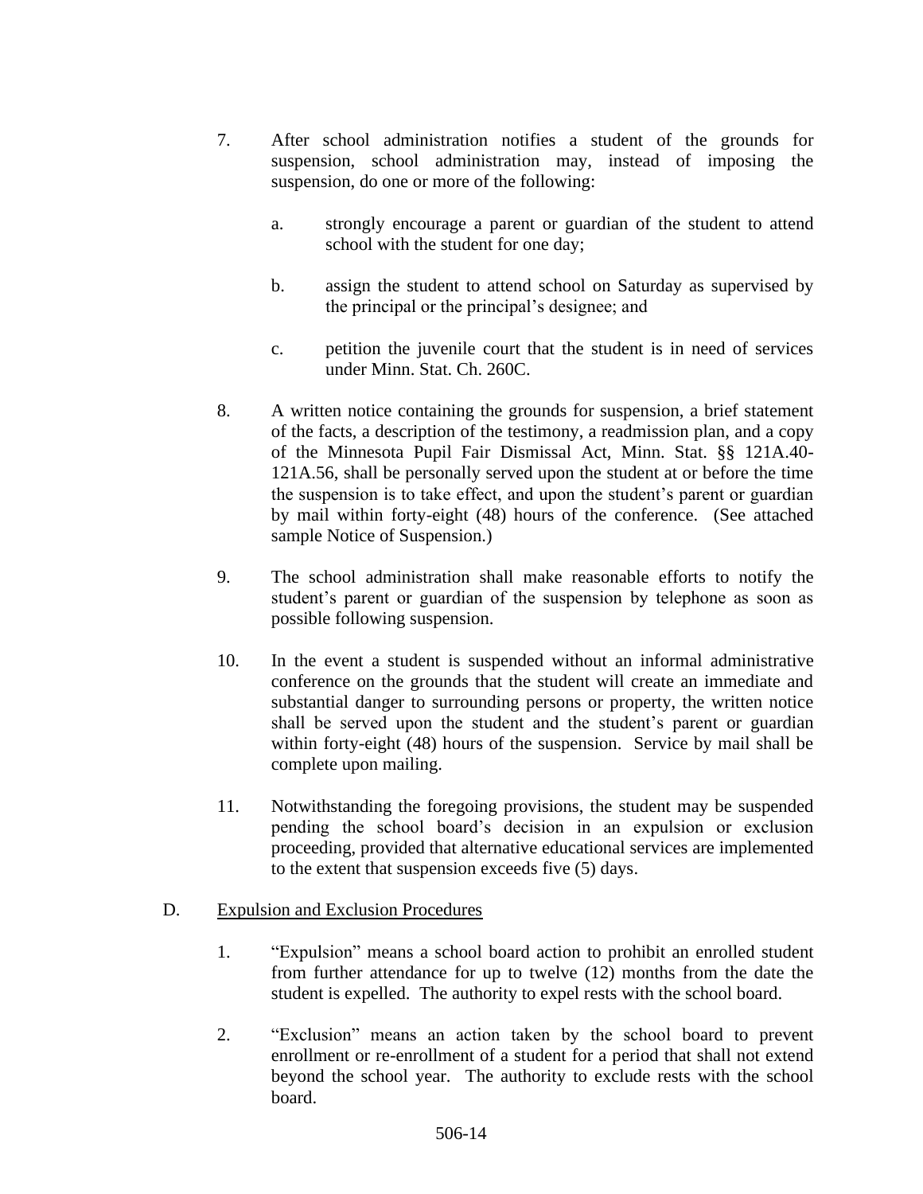7. After school administration notifies a student of the grounds for suspension, school administration may, instead of imposing the suspension, do one or more of the following:

   a. strongly encourage a parent or guardian of the student to attend school with the student for one day;

   b. assign the student to attend school on Saturday as supervised by the principal or the principal's designee; and

   c. petition the juvenile court that the student is in need of services under Minn. Stat. Ch. 260C.

8. A written notice containing the grounds for suspension, a brief statement of the facts, a description of the testimony, a readmission plan, and a copy of the Minnesota Pupil Fair Dismissal Act, Minn. Stat. §§ 121A.40-121A.56, shall be personally served upon the student at or before the time the suspension is to take effect, and upon the student's parent or guardian by mail within forty-eight (48) hours of the conference. (See attached sample Notice of Suspension.)

9. The school administration shall make reasonable efforts to notify the student's parent or guardian of the suspension by telephone as soon as possible following suspension.

10. In the event a student is suspended without an informal administrative conference on the grounds that the student will create an immediate and substantial danger to surrounding persons or property, the written notice shall be served upon the student and the student's parent or guardian within forty-eight (48) hours of the suspension. Service by mail shall be complete upon mailing.

11. Notwithstanding the foregoing provisions, the student may be suspended pending the school board's decision in an expulsion or exclusion proceeding, provided that alternative educational services are implemented to the extent that suspension exceeds five (5) days.

D. <u>Expulsion and Exclusion Procedures</u>

1. "Expulsion" means a school board action to prohibit an enrolled student from further attendance for up to twelve (12) months from the date the student is expelled. The authority to expel rests with the school board.

2. "Exclusion" means an action taken by the school board to prevent enrollment or re-enrollment of a student for a period that shall not extend beyond the school year. The authority to exclude rests with the school board.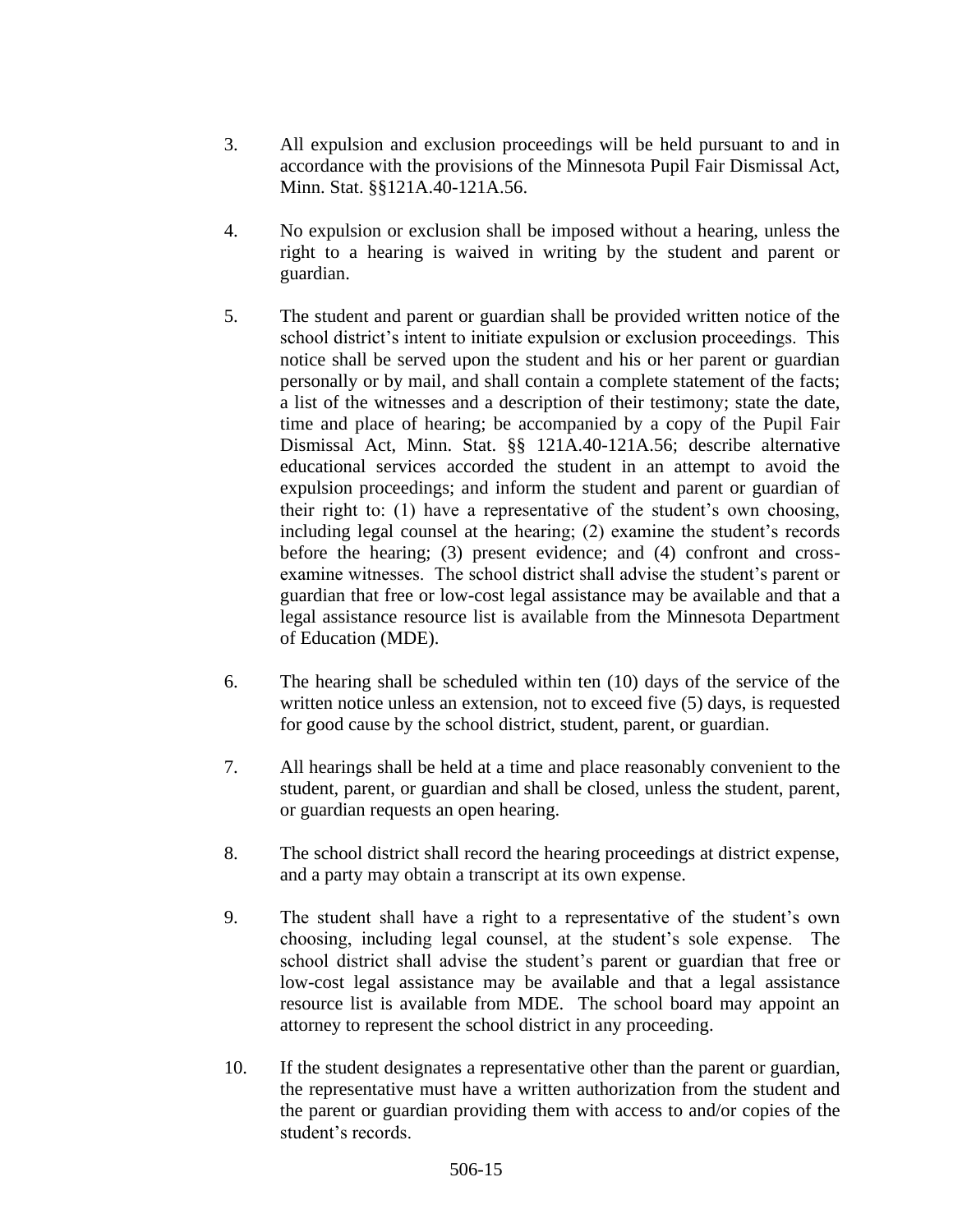3. All expulsion and exclusion proceedings will be held pursuant to and in accordance with the provisions of the Minnesota Pupil Fair Dismissal Act, Minn. Stat. §§121A.40-121A.56.

4. No expulsion or exclusion shall be imposed without a hearing, unless the right to a hearing is waived in writing by the student and parent or guardian.

5. The student and parent or guardian shall be provided written notice of the school district's intent to initiate expulsion or exclusion proceedings. This notice shall be served upon the student and his or her parent or guardian personally or by mail, and shall contain a complete statement of the facts; a list of the witnesses and a description of their testimony; state the date, time and place of hearing; be accompanied by a copy of the Pupil Fair Dismissal Act, Minn. Stat. §§ 121A.40-121A.56; describe alternative educational services accorded the student in an attempt to avoid the expulsion proceedings; and inform the student and parent or guardian of their right to: (1) have a representative of the student's own choosing, including legal counsel at the hearing; (2) examine the student's records before the hearing; (3) present evidence; and (4) confront and cross-examine witnesses. The school district shall advise the student's parent or guardian that free or low-cost legal assistance may be available and that a legal assistance resource list is available from the Minnesota Department of Education (MDE).

6. The hearing shall be scheduled within ten (10) days of the service of the written notice unless an extension, not to exceed five (5) days, is requested for good cause by the school district, student, parent, or guardian.

7. All hearings shall be held at a time and place reasonably convenient to the student, parent, or guardian and shall be closed, unless the student, parent, or guardian requests an open hearing.

8. The school district shall record the hearing proceedings at district expense, and a party may obtain a transcript at its own expense.

9. The student shall have a right to a representative of the student's own choosing, including legal counsel, at the student's sole expense. The school district shall advise the student's parent or guardian that free or low-cost legal assistance may be available and that a legal assistance resource list is available from MDE. The school board may appoint an attorney to represent the school district in any proceeding.

10. If the student designates a representative other than the parent or guardian, the representative must have a written authorization from the student and the parent or guardian providing them with access to and/or copies of the student's records.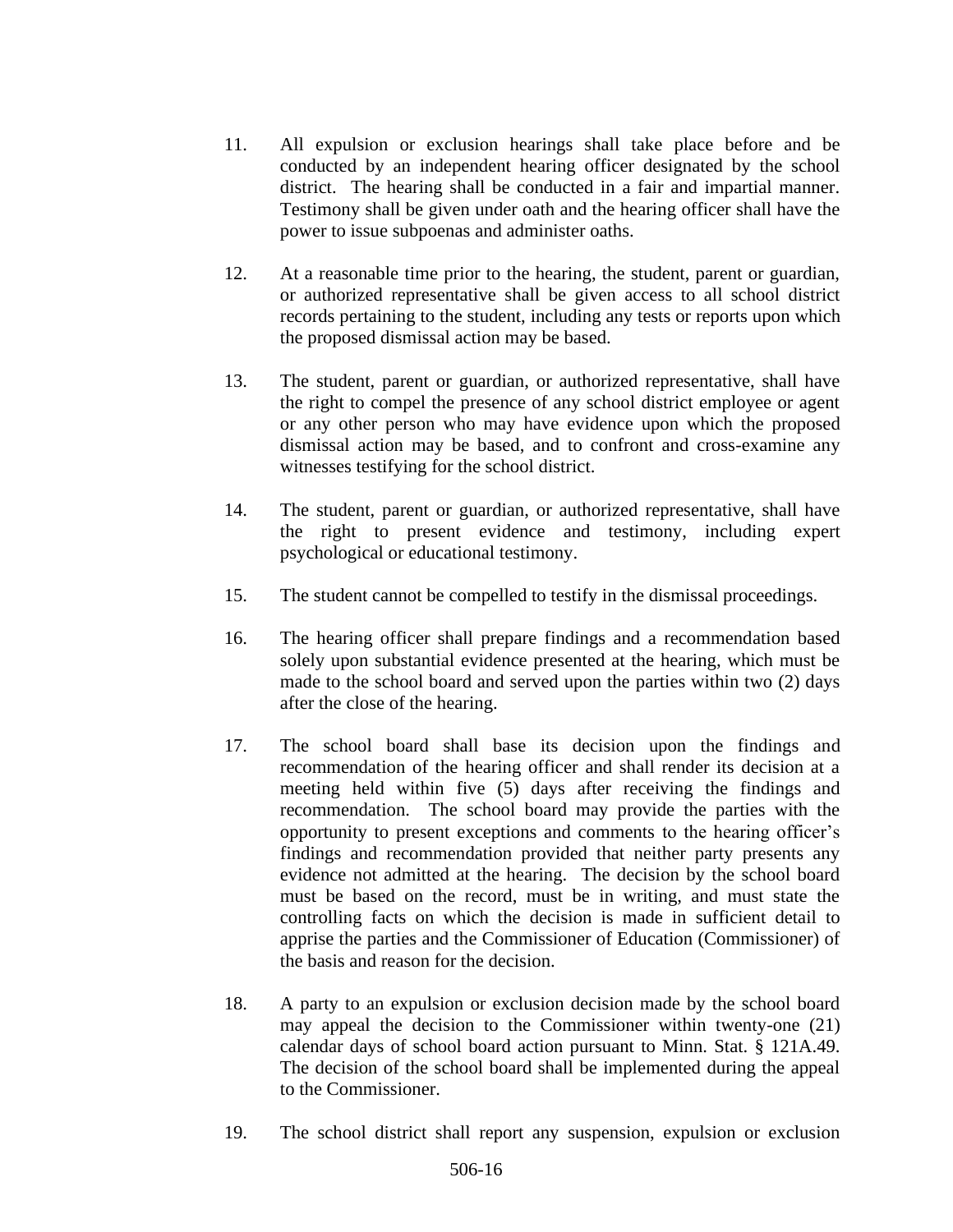11. All expulsion or exclusion hearings shall take place before and be conducted by an independent hearing officer designated by the school district. The hearing shall be conducted in a fair and impartial manner. Testimony shall be given under oath and the hearing officer shall have the power to issue subpoenas and administer oaths.

12. At a reasonable time prior to the hearing, the student, parent or guardian, or authorized representative shall be given access to all school district records pertaining to the student, including any tests or reports upon which the proposed dismissal action may be based.

13. The student, parent or guardian, or authorized representative, shall have the right to compel the presence of any school district employee or agent or any other person who may have evidence upon which the proposed dismissal action may be based, and to confront and cross-examine any witnesses testifying for the school district.

14. The student, parent or guardian, or authorized representative, shall have the right to present evidence and testimony, including expert psychological or educational testimony.

15. The student cannot be compelled to testify in the dismissal proceedings.

16. The hearing officer shall prepare findings and a recommendation based solely upon substantial evidence presented at the hearing, which must be made to the school board and served upon the parties within two (2) days after the close of the hearing.

17. The school board shall base its decision upon the findings and recommendation of the hearing officer and shall render its decision at a meeting held within five (5) days after receiving the findings and recommendation. The school board may provide the parties with the opportunity to present exceptions and comments to the hearing officer's findings and recommendation provided that neither party presents any evidence not admitted at the hearing. The decision by the school board must be based on the record, must be in writing, and must state the controlling facts on which the decision is made in sufficient detail to apprise the parties and the Commissioner of Education (Commissioner) of the basis and reason for the decision.

18. A party to an expulsion or exclusion decision made by the school board may appeal the decision to the Commissioner within twenty-one (21) calendar days of school board action pursuant to Minn. Stat. § 121A.49. The decision of the school board shall be implemented during the appeal to the Commissioner.

19. The school district shall report any suspension, expulsion or exclusion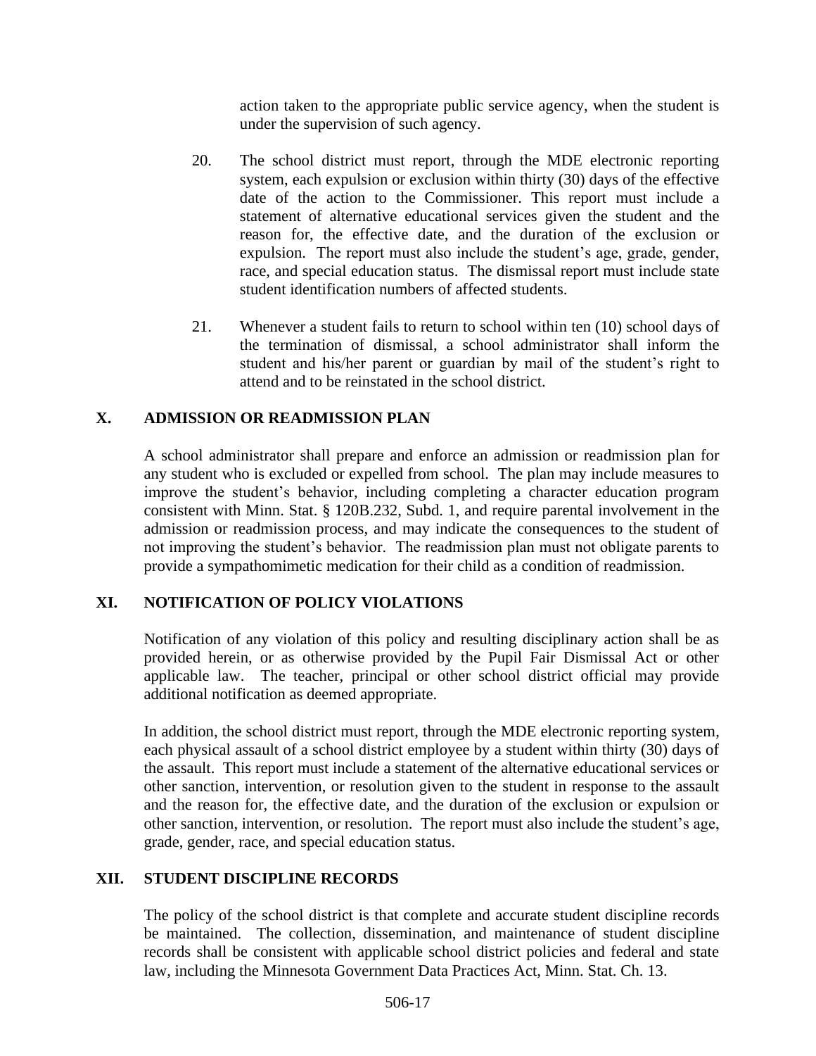action taken to the appropriate public service agency, when the student is under the supervision of such agency.

20. The school district must report, through the MDE electronic reporting system, each expulsion or exclusion within thirty (30) days of the effective date of the action to the Commissioner. This report must include a statement of alternative educational services given the student and the reason for, the effective date, and the duration of the exclusion or expulsion. The report must also include the student's age, grade, gender, race, and special education status. The dismissal report must include state student identification numbers of affected students.

21. Whenever a student fails to return to school within ten (10) school days of the termination of dismissal, a school administrator shall inform the student and his/her parent or guardian by mail of the student's right to attend and to be reinstated in the school district.

## X. ADMISSION OR READMISSION PLAN

A school administrator shall prepare and enforce an admission or readmission plan for any student who is excluded or expelled from school. The plan may include measures to improve the student's behavior, including completing a character education program consistent with Minn. Stat. § 120B.232, Subd. 1, and require parental involvement in the admission or readmission process, and may indicate the consequences to the student of not improving the student's behavior. The readmission plan must not obligate parents to provide a sympathomimetic medication for their child as a condition of readmission.

## XI. NOTIFICATION OF POLICY VIOLATIONS

Notification of any violation of this policy and resulting disciplinary action shall be as provided herein, or as otherwise provided by the Pupil Fair Dismissal Act or other applicable law. The teacher, principal or other school district official may provide additional notification as deemed appropriate.

In addition, the school district must report, through the MDE electronic reporting system, each physical assault of a school district employee by a student within thirty (30) days of the assault. This report must include a statement of the alternative educational services or other sanction, intervention, or resolution given to the student in response to the assault and the reason for, the effective date, and the duration of the exclusion or expulsion or other sanction, intervention, or resolution. The report must also include the student's age, grade, gender, race, and special education status.

## XII. STUDENT DISCIPLINE RECORDS

The policy of the school district is that complete and accurate student discipline records be maintained. The collection, dissemination, and maintenance of student discipline records shall be consistent with applicable school district policies and federal and state law, including the Minnesota Government Data Practices Act, Minn. Stat. Ch. 13.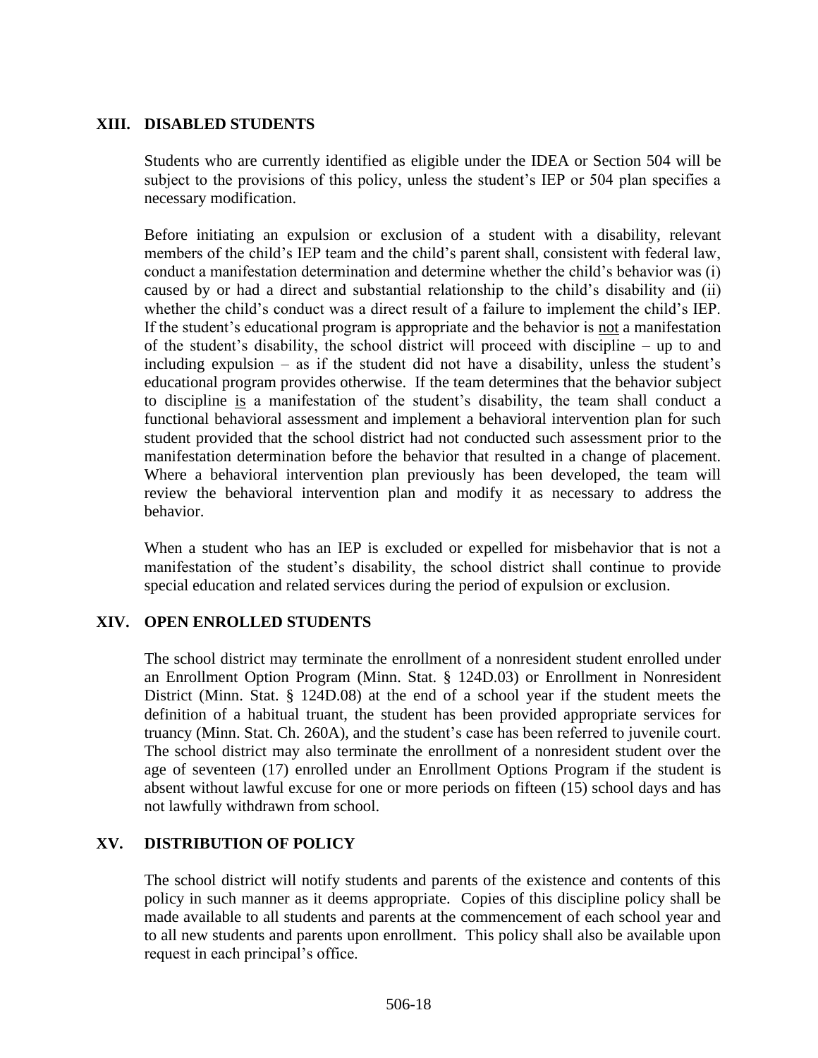## XIII. DISABLED STUDENTS

Students who are currently identified as eligible under the IDEA or Section 504 will be subject to the provisions of this policy, unless the student's IEP or 504 plan specifies a necessary modification.

Before initiating an expulsion or exclusion of a student with a disability, relevant members of the child's IEP team and the child's parent shall, consistent with federal law, conduct a manifestation determination and determine whether the child's behavior was (i) caused by or had a direct and substantial relationship to the child's disability and (ii) whether the child's conduct was a direct result of a failure to implement the child's IEP. If the student's educational program is appropriate and the behavior is <u>not</u> a manifestation of the student's disability, the school district will proceed with discipline – up to and including expulsion – as if the student did not have a disability, unless the student's educational program provides otherwise. If the team determines that the behavior subject to discipline <u>is</u> a manifestation of the student's disability, the team shall conduct a functional behavioral assessment and implement a behavioral intervention plan for such student provided that the school district had not conducted such assessment prior to the manifestation determination before the behavior that resulted in a change of placement. Where a behavioral intervention plan previously has been developed, the team will review the behavioral intervention plan and modify it as necessary to address the behavior.

When a student who has an IEP is excluded or expelled for misbehavior that is not a manifestation of the student's disability, the school district shall continue to provide special education and related services during the period of expulsion or exclusion.

## XIV. OPEN ENROLLED STUDENTS

The school district may terminate the enrollment of a nonresident student enrolled under an Enrollment Option Program (Minn. Stat. § 124D.03) or Enrollment in Nonresident District (Minn. Stat. § 124D.08) at the end of a school year if the student meets the definition of a habitual truant, the student has been provided appropriate services for truancy (Minn. Stat. Ch. 260A), and the student's case has been referred to juvenile court. The school district may also terminate the enrollment of a nonresident student over the age of seventeen (17) enrolled under an Enrollment Options Program if the student is absent without lawful excuse for one or more periods on fifteen (15) school days and has not lawfully withdrawn from school.

## XV. DISTRIBUTION OF POLICY

The school district will notify students and parents of the existence and contents of this policy in such manner as it deems appropriate. Copies of this discipline policy shall be made available to all students and parents at the commencement of each school year and to all new students and parents upon enrollment. This policy shall also be available upon request in each principal's office.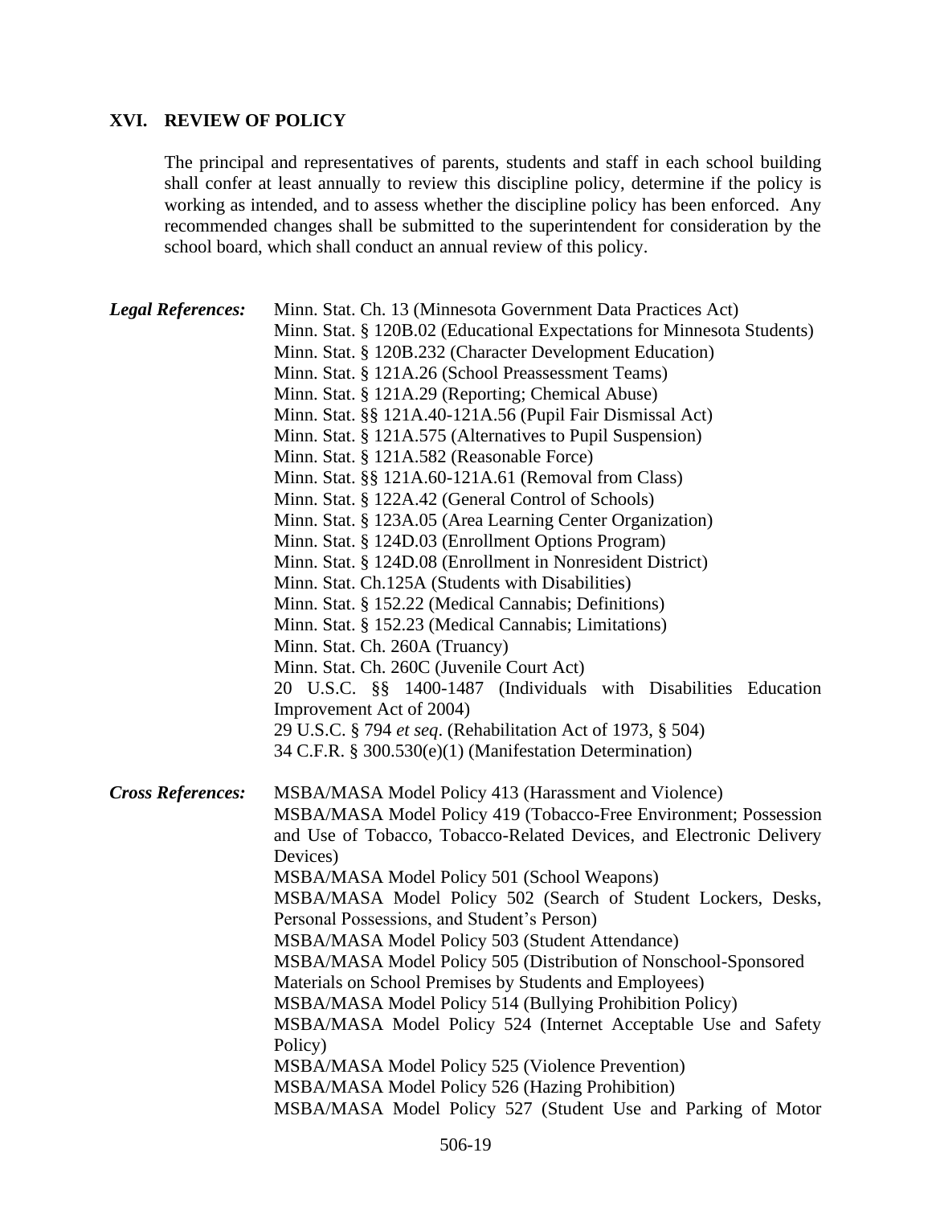## XVI. REVIEW OF POLICY

The principal and representatives of parents, students and staff in each school building shall confer at least annually to review this discipline policy, determine if the policy is working as intended, and to assess whether the discipline policy has been enforced. Any recommended changes shall be submitted to the superintendent for consideration by the school board, which shall conduct an annual review of this policy.

***Legal References:***

Minn. Stat. Ch. 13 (Minnesota Government Data Practices Act)
Minn. Stat. § 120B.02 (Educational Expectations for Minnesota Students)
Minn. Stat. § 120B.232 (Character Development Education)
Minn. Stat. § 121A.26 (School Preassessment Teams)
Minn. Stat. § 121A.29 (Reporting; Chemical Abuse)
Minn. Stat. §§ 121A.40-121A.56 (Pupil Fair Dismissal Act)
Minn. Stat. § 121A.575 (Alternatives to Pupil Suspension)
Minn. Stat. § 121A.582 (Reasonable Force)
Minn. Stat. §§ 121A.60-121A.61 (Removal from Class)
Minn. Stat. § 122A.42 (General Control of Schools)
Minn. Stat. § 123A.05 (Area Learning Center Organization)
Minn. Stat. § 124D.03 (Enrollment Options Program)
Minn. Stat. § 124D.08 (Enrollment in Nonresident District)
Minn. Stat. Ch.125A (Students with Disabilities)
Minn. Stat. § 152.22 (Medical Cannabis; Definitions)
Minn. Stat. § 152.23 (Medical Cannabis; Limitations)
Minn. Stat. Ch. 260A (Truancy)
Minn. Stat. Ch. 260C (Juvenile Court Act)
20 U.S.C. §§ 1400-1487 (Individuals with Disabilities Education Improvement Act of 2004)
29 U.S.C. § 794 *et seq*. (Rehabilitation Act of 1973, § 504)
34 C.F.R. § 300.530(e)(1) (Manifestation Determination)

***Cross References:***

MSBA/MASA Model Policy 413 (Harassment and Violence)
MSBA/MASA Model Policy 419 (Tobacco-Free Environment; Possession and Use of Tobacco, Tobacco-Related Devices, and Electronic Delivery Devices)
MSBA/MASA Model Policy 501 (School Weapons)
MSBA/MASA Model Policy 502 (Search of Student Lockers, Desks, Personal Possessions, and Student's Person)
MSBA/MASA Model Policy 503 (Student Attendance)
MSBA/MASA Model Policy 505 (Distribution of Nonschool-Sponsored Materials on School Premises by Students and Employees)
MSBA/MASA Model Policy 514 (Bullying Prohibition Policy)
MSBA/MASA Model Policy 524 (Internet Acceptable Use and Safety Policy)
MSBA/MASA Model Policy 525 (Violence Prevention)
MSBA/MASA Model Policy 526 (Hazing Prohibition)
MSBA/MASA Model Policy 527 (Student Use and Parking of Motor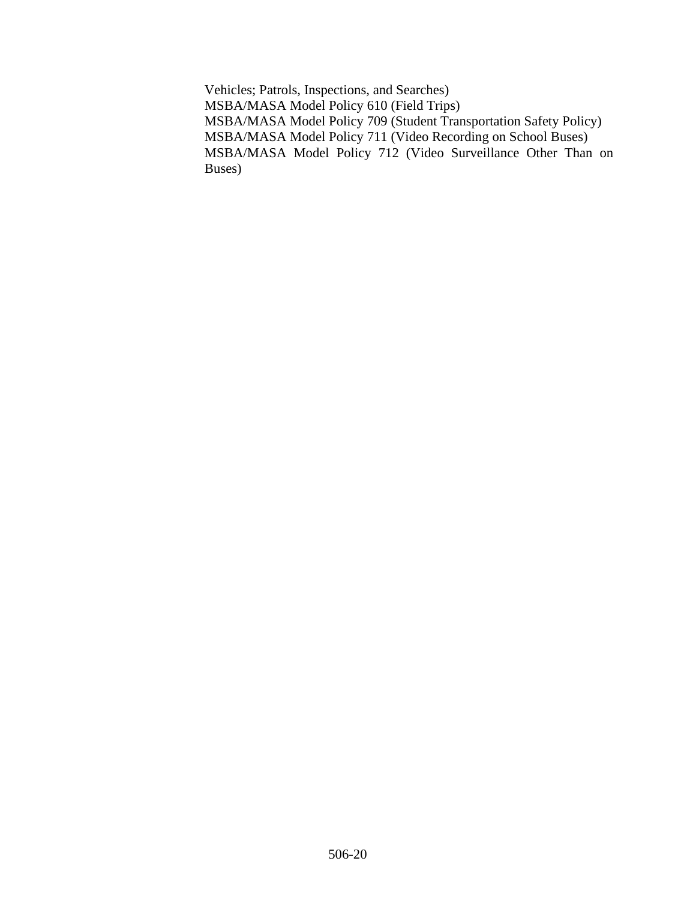Vehicles; Patrols, Inspections, and Searches)
MSBA/MASA Model Policy 610 (Field Trips)
MSBA/MASA Model Policy 709 (Student Transportation Safety Policy)
MSBA/MASA Model Policy 711 (Video Recording on School Buses)
MSBA/MASA Model Policy 712 (Video Surveillance Other Than on Buses)